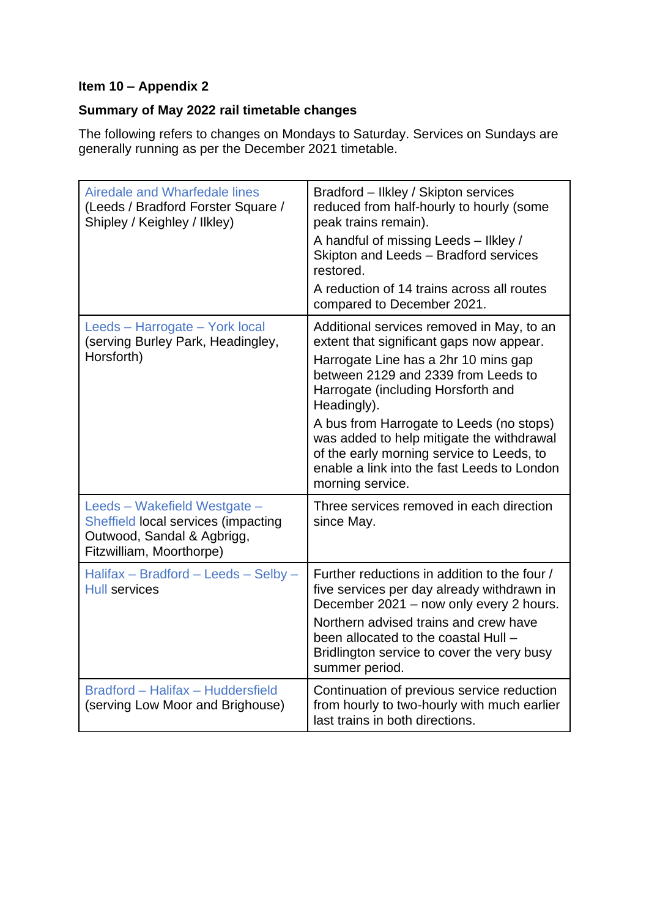**Item 10 – Appendix 2**

**Summary of May 2022 rail timetable changes**

The following refers to changes on Mondays to Saturday. Services on Sundays are generally running as per the December 2021 timetable.

| | |
|---|---|
| Airedale and Wharfedale lines (Leeds / Bradford Forster Square / Shipley / Keighley / Ilkley) | Bradford – Ilkley / Skipton services reduced from half-hourly to hourly (some peak trains remain).<br>A handful of missing Leeds – Ilkley / Skipton and Leeds – Bradford services restored.<br>A reduction of 14 trains across all routes compared to December 2021. |
| Leeds – Harrogate – York local (serving Burley Park, Headingley, Horsforth) | Additional services removed in May, to an extent that significant gaps now appear.<br>Harrogate Line has a 2hr 10 mins gap between 2129 and 2339 from Leeds to Harrogate (including Horsforth and Headingly).<br>A bus from Harrogate to Leeds (no stops) was added to help mitigate the withdrawal of the early morning service to Leeds, to enable a link into the fast Leeds to London morning service. |
| Leeds – Wakefield Westgate – Sheffield local services (impacting Outwood, Sandal & Agbrigg, Fitzwilliam, Moorthorpe) | Three services removed in each direction since May. |
| Halifax – Bradford – Leeds – Selby – Hull services | Further reductions in addition to the four / five services per day already withdrawn in December 2021 – now only every 2 hours.<br>Northern advised trains and crew have been allocated to the coastal Hull – Bridlington service to cover the very busy summer period. |
| Bradford – Halifax – Huddersfield (serving Low Moor and Brighouse) | Continuation of previous service reduction from hourly to two-hourly with much earlier last trains in both directions. |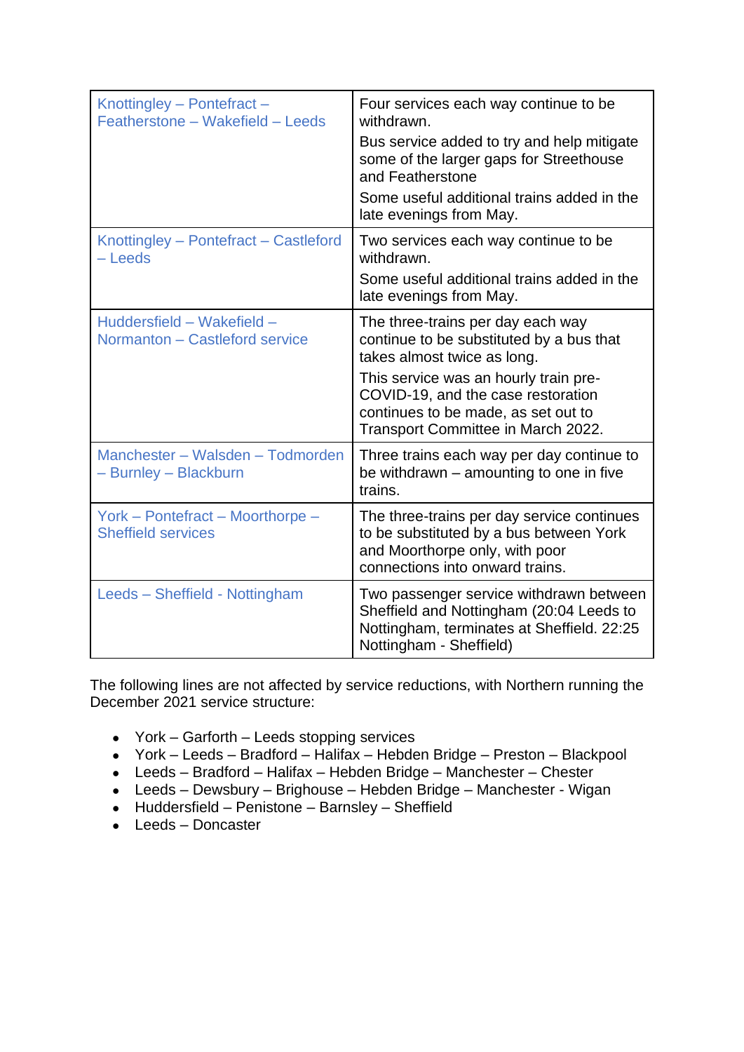| | |
|---|---|
| Knottingley – Pontefract – Featherstone – Wakefield – Leeds | Four services each way continue to be withdrawn.<br>Bus service added to try and help mitigate some of the larger gaps for Streethouse and Featherstone<br>Some useful additional trains added in the late evenings from May. |
| Knottingley – Pontefract – Castleford – Leeds | Two services each way continue to be withdrawn.<br>Some useful additional trains added in the late evenings from May. |
| Huddersfield – Wakefield – Normanton – Castleford service | The three-trains per day each way continue to be substituted by a bus that takes almost twice as long.<br>This service was an hourly train pre-COVID-19, and the case restoration continues to be made, as set out to Transport Committee in March 2022. |
| Manchester – Walsden – Todmorden – Burnley – Blackburn | Three trains each way per day continue to be withdrawn – amounting to one in five trains. |
| York – Pontefract – Moorthorpe – Sheffield services | The three-trains per day service continues to be substituted by a bus between York and Moorthorpe only, with poor connections into onward trains. |
| Leeds – Sheffield - Nottingham | Two passenger service withdrawn between Sheffield and Nottingham (20:04 Leeds to Nottingham, terminates at Sheffield. 22:25 Nottingham - Sheffield) |

The following lines are not affected by service reductions, with Northern running the December 2021 service structure:

- York – Garforth – Leeds stopping services
- York – Leeds – Bradford – Halifax – Hebden Bridge – Preston – Blackpool
- Leeds – Bradford – Halifax – Hebden Bridge – Manchester – Chester
- Leeds – Dewsbury – Brighouse – Hebden Bridge – Manchester - Wigan
- Huddersfield – Penistone – Barnsley – Sheffield
- Leeds – Doncaster